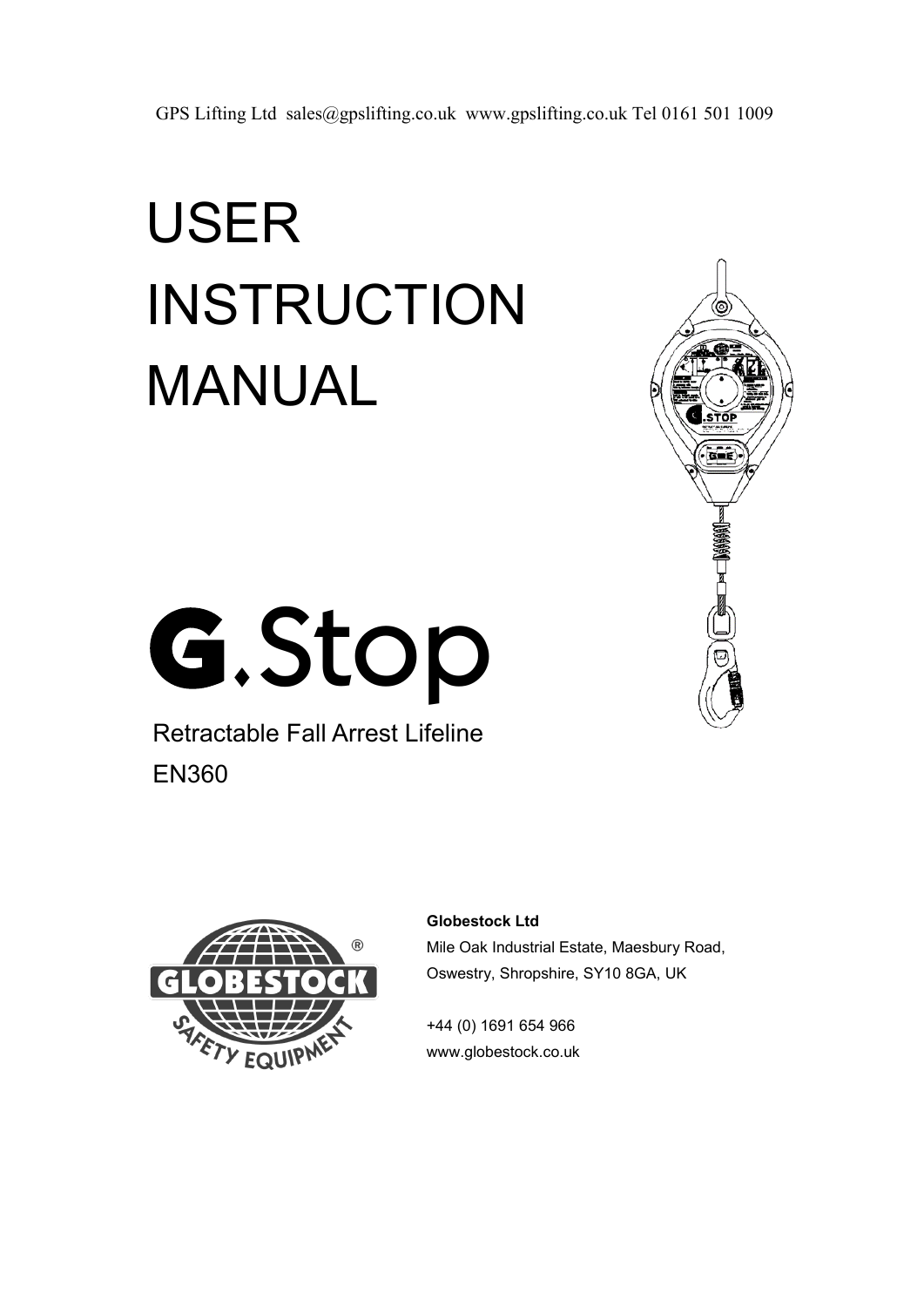GPS Lifting Ltd sales@gpslifting.co.uk www.gpslifting.co.uk Tel 0161 501 1009

# USER INSTRUCTION MANUAL

# G.Stop

Retractable Fall Arrest Lifeline

EN360

**Globestock Ltd**

Mile Oak Industrial Estate, Maesbury Road,
Oswestry, Shropshire, SY10 8GA, UK

+44 (0) 1691 654 966
www.globestock.co.uk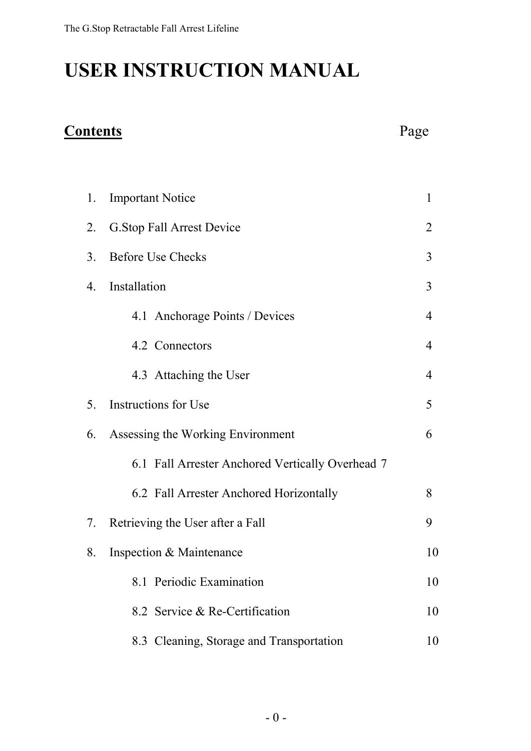# USER INSTRUCTION MANUAL

## Contents

| | Page |
|---|---|
| 1. Important Notice | 1 |
| 2. G.Stop Fall Arrest Device | 2 |
| 3. Before Use Checks | 3 |
| 4. Installation | 3 |
| 4.1 Anchorage Points / Devices | 4 |
| 4.2 Connectors | 4 |
| 4.3 Attaching the User | 4 |
| 5. Instructions for Use | 5 |
| 6. Assessing the Working Environment | 6 |
| 6.1 Fall Arrester Anchored Vertically Overhead | 7 |
| 6.2 Fall Arrester Anchored Horizontally | 8 |
| 7. Retrieving the User after a Fall | 9 |
| 8. Inspection & Maintenance | 10 |
| 8.1 Periodic Examination | 10 |
| 8.2 Service & Re-Certification | 10 |
| 8.3 Cleaning, Storage and Transportation | 10 |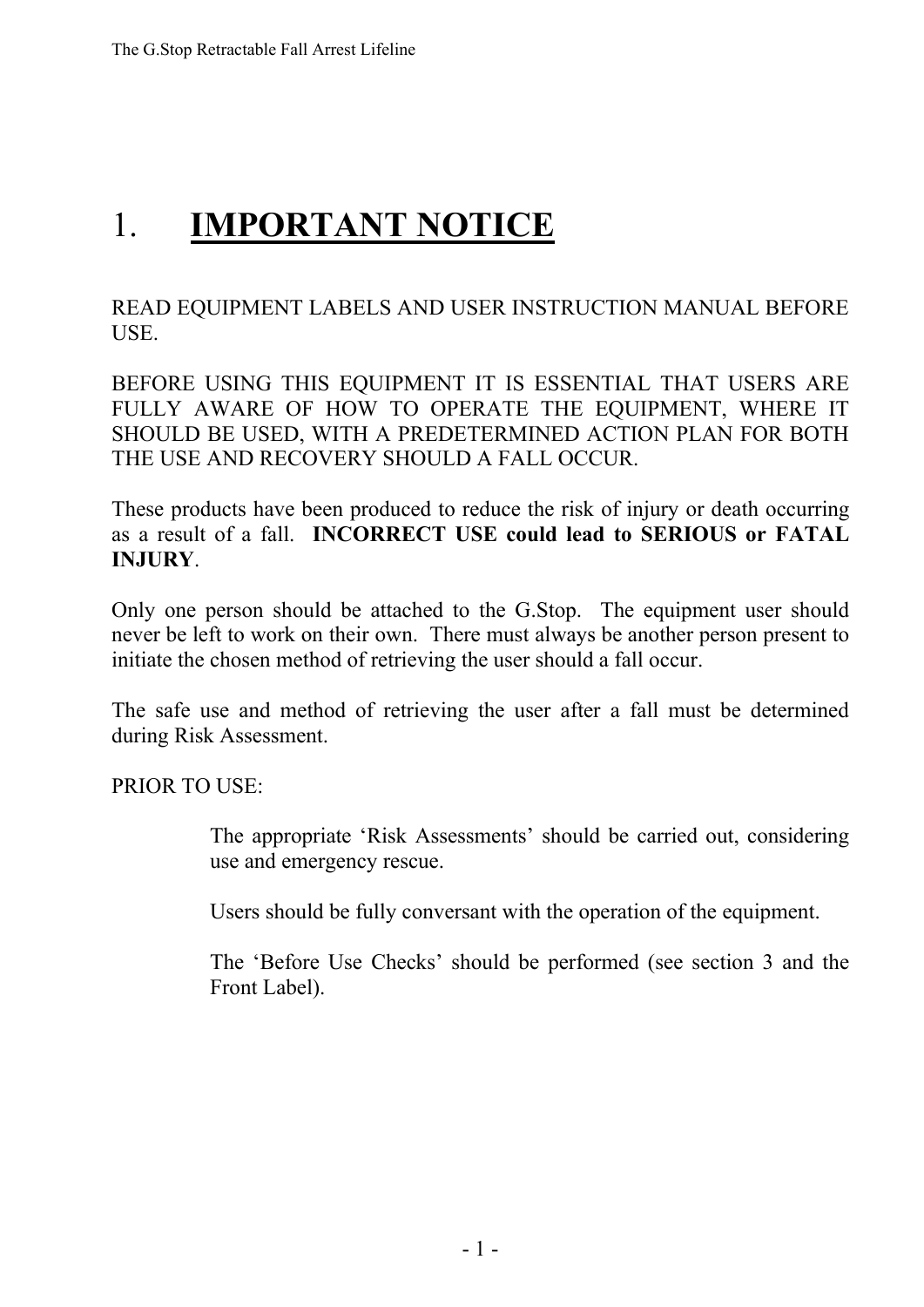# 1. IMPORTANT NOTICE

READ EQUIPMENT LABELS AND USER INSTRUCTION MANUAL BEFORE USE.

BEFORE USING THIS EQUIPMENT IT IS ESSENTIAL THAT USERS ARE FULLY AWARE OF HOW TO OPERATE THE EQUIPMENT, WHERE IT SHOULD BE USED, WITH A PREDETERMINED ACTION PLAN FOR BOTH THE USE AND RECOVERY SHOULD A FALL OCCUR.

These products have been produced to reduce the risk of injury or death occurring as a result of a fall. **INCORRECT USE could lead to SERIOUS or FATAL INJURY**.

Only one person should be attached to the G.Stop. The equipment user should never be left to work on their own. There must always be another person present to initiate the chosen method of retrieving the user should a fall occur.

The safe use and method of retrieving the user after a fall must be determined during Risk Assessment.

PRIOR TO USE:

> The appropriate 'Risk Assessments' should be carried out, considering use and emergency rescue.
>
> Users should be fully conversant with the operation of the equipment.
>
> The 'Before Use Checks' should be performed (see section 3 and the Front Label).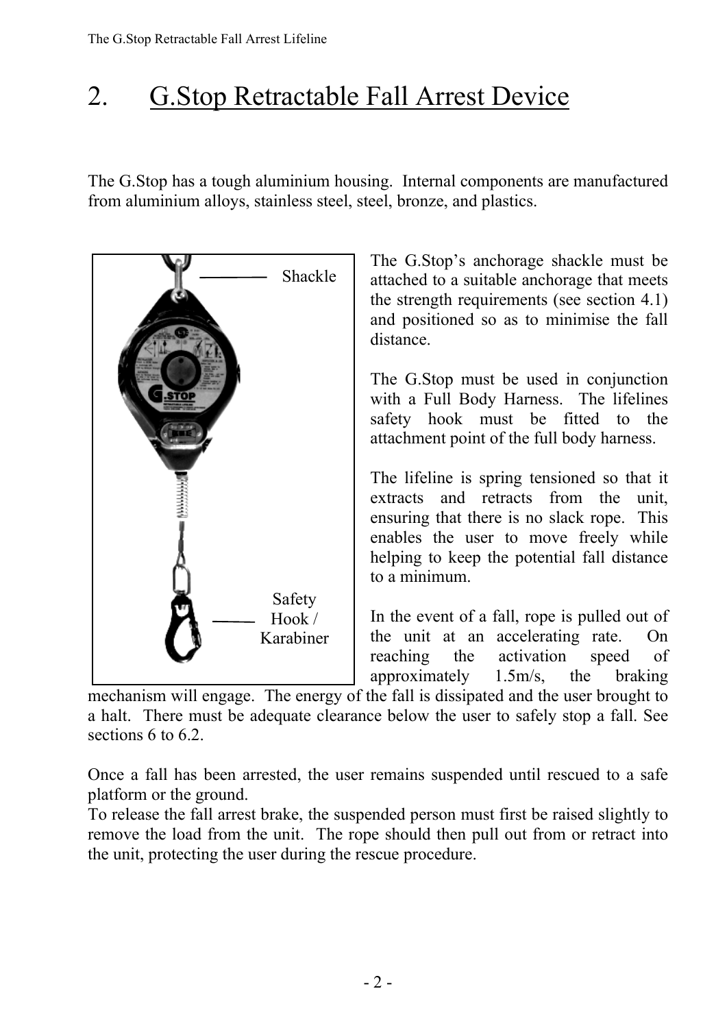# 2. G.Stop Retractable Fall Arrest Device

The G.Stop has a tough aluminium housing. Internal components are manufactured from aluminium alloys, stainless steel, steel, bronze, and plastics.

Shackle

Safety Hook / Karabiner

The G.Stop's anchorage shackle must be attached to a suitable anchorage that meets the strength requirements (see section 4.1) and positioned so as to minimise the fall distance.

The G.Stop must be used in conjunction with a Full Body Harness. The lifelines safety hook must be fitted to the attachment point of the full body harness.

The lifeline is spring tensioned so that it extracts and retracts from the unit, ensuring that there is no slack rope. This enables the user to move freely while helping to keep the potential fall distance to a minimum.

In the event of a fall, rope is pulled out of the unit at an accelerating rate. On reaching the activation speed of approximately 1.5m/s, the braking mechanism will engage. The energy of the fall is dissipated and the user brought to a halt. There must be adequate clearance below the user to safely stop a fall. See sections 6 to 6.2.

Once a fall has been arrested, the user remains suspended until rescued to a safe platform or the ground.
To release the fall arrest brake, the suspended person must first be raised slightly to remove the load from the unit. The rope should then pull out from or retract into the unit, protecting the user during the rescue procedure.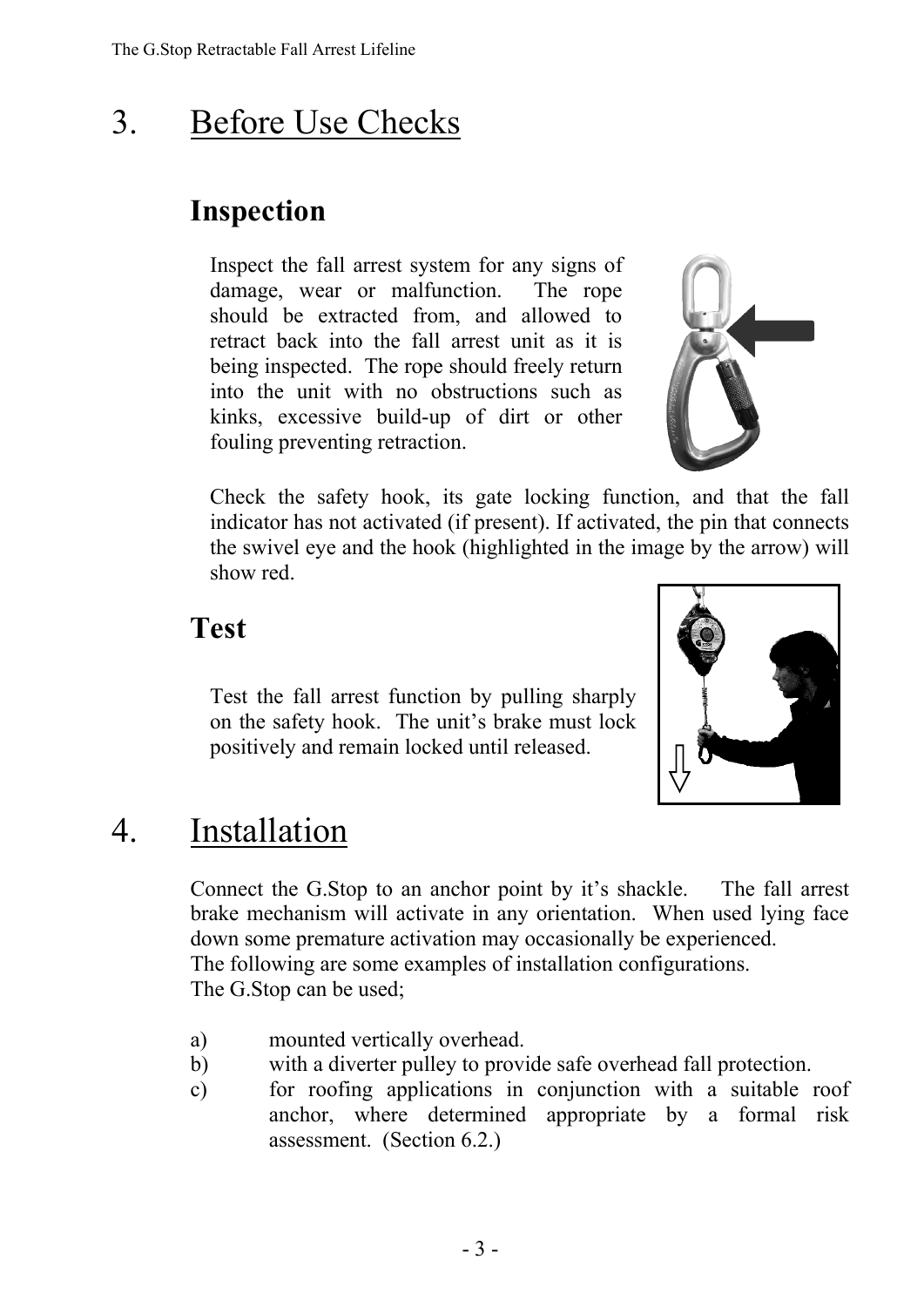# 3. Before Use Checks

## Inspection

Inspect the fall arrest system for any signs of damage, wear or malfunction. The rope should be extracted from, and allowed to retract back into the fall arrest unit as it is being inspected. The rope should freely return into the unit with no obstructions such as kinks, excessive build-up of dirt or other fouling preventing retraction.

Check the safety hook, its gate locking function, and that the fall indicator has not activated (if present). If activated, the pin that connects the swivel eye and the hook (highlighted in the image by the arrow) will show red.

## Test

Test the fall arrest function by pulling sharply on the safety hook. The unit's brake must lock positively and remain locked until released.

# 4. Installation

Connect the G.Stop to an anchor point by it's shackle. The fall arrest brake mechanism will activate in any orientation. When used lying face down some premature activation may occasionally be experienced.
The following are some examples of installation configurations.
The G.Stop can be used;

a) mounted vertically overhead.
b) with a diverter pulley to provide safe overhead fall protection.
c) for roofing applications in conjunction with a suitable roof anchor, where determined appropriate by a formal risk assessment. (Section 6.2.)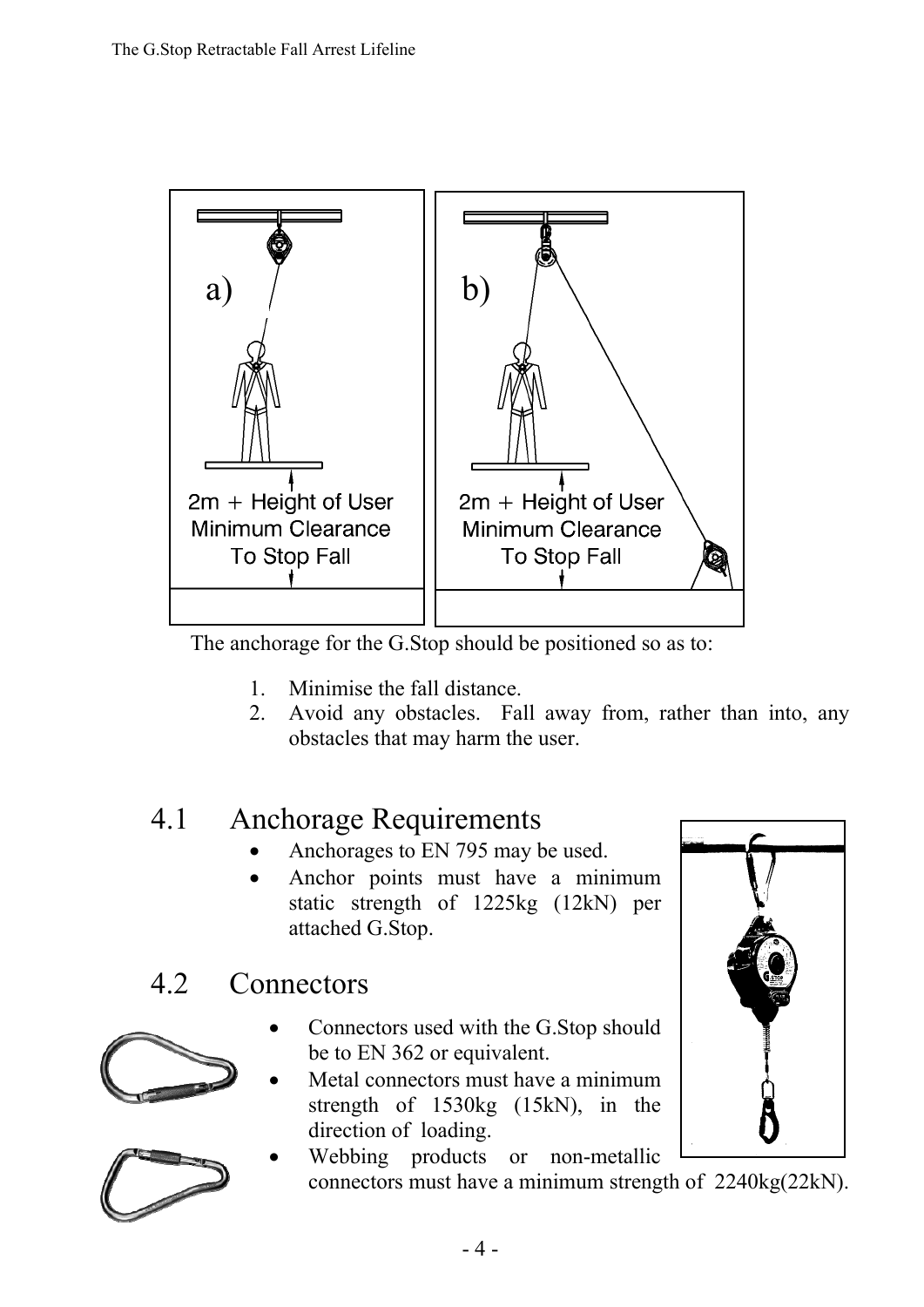The anchorage for the G.Stop should be positioned so as to:

1. Minimise the fall distance.
2. Avoid any obstacles. Fall away from, rather than into, any obstacles that may harm the user.

## 4.1 Anchorage Requirements

- Anchorages to EN 795 may be used.
- Anchor points must have a minimum static strength of 1225kg (12kN) per attached G.Stop.

## 4.2 Connectors

- Connectors used with the G.Stop should be to EN 362 or equivalent.
- Metal connectors must have a minimum strength of 1530kg (15kN), in the direction of loading.
- Webbing products or non-metallic connectors must have a minimum strength of 2240kg(22kN).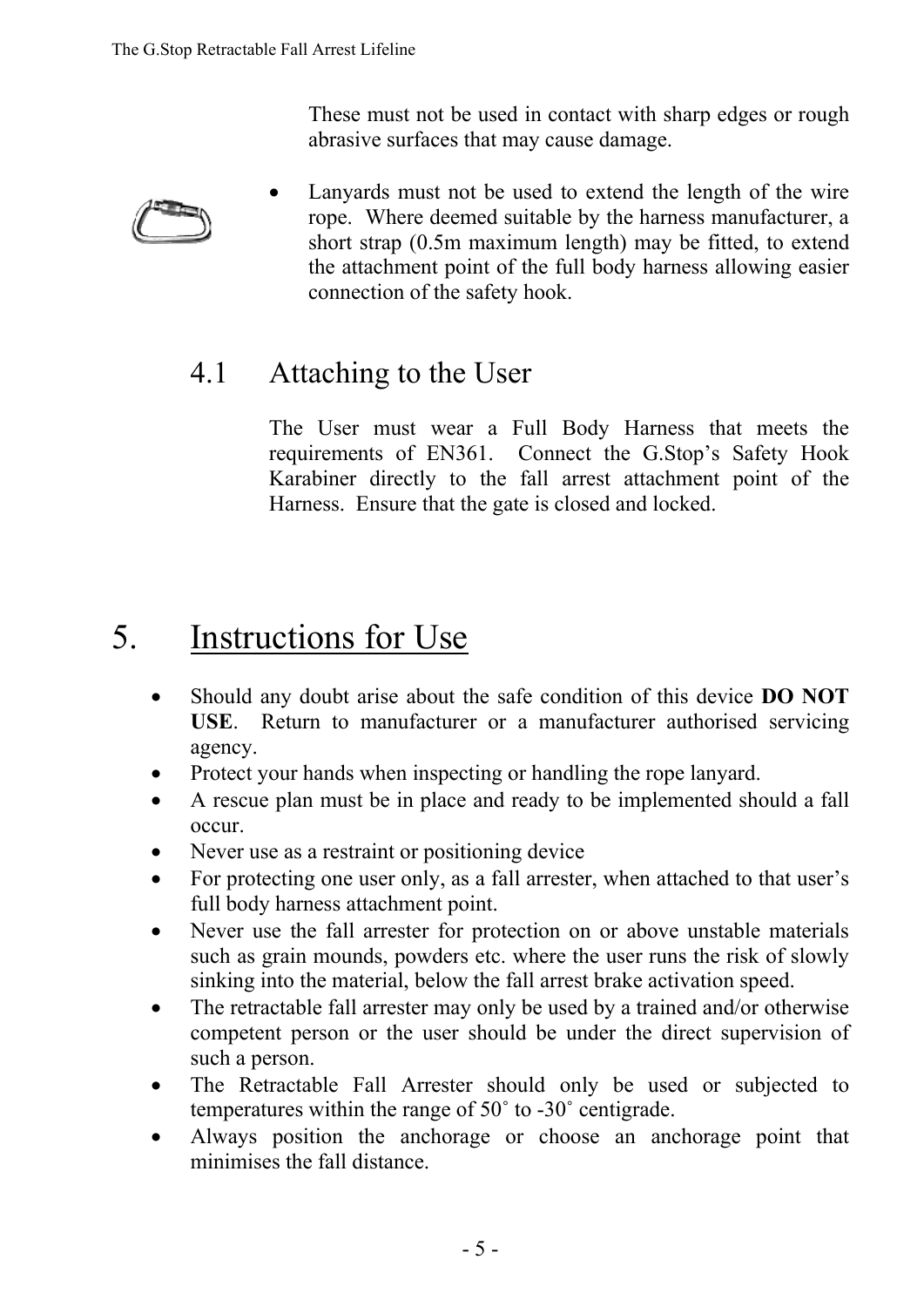These must not be used in contact with sharp edges or rough abrasive surfaces that may cause damage.

- Lanyards must not be used to extend the length of the wire rope. Where deemed suitable by the harness manufacturer, a short strap (0.5m maximum length) may be fitted, to extend the attachment point of the full body harness allowing easier connection of the safety hook.

## 4.1 Attaching to the User

The User must wear a Full Body Harness that meets the requirements of EN361. Connect the G.Stop's Safety Hook Karabiner directly to the fall arrest attachment point of the Harness. Ensure that the gate is closed and locked.

# 5. Instructions for Use

- Should any doubt arise about the safe condition of this device **DO NOT USE**. Return to manufacturer or a manufacturer authorised servicing agency.
- Protect your hands when inspecting or handling the rope lanyard.
- A rescue plan must be in place and ready to be implemented should a fall occur.
- Never use as a restraint or positioning device
- For protecting one user only, as a fall arrester, when attached to that user's full body harness attachment point.
- Never use the fall arrester for protection on or above unstable materials such as grain mounds, powders etc. where the user runs the risk of slowly sinking into the material, below the fall arrest brake activation speed.
- The retractable fall arrester may only be used by a trained and/or otherwise competent person or the user should be under the direct supervision of such a person.
- The Retractable Fall Arrester should only be used or subjected to temperatures within the range of 50˚ to -30˚ centigrade.
- Always position the anchorage or choose an anchorage point that minimises the fall distance.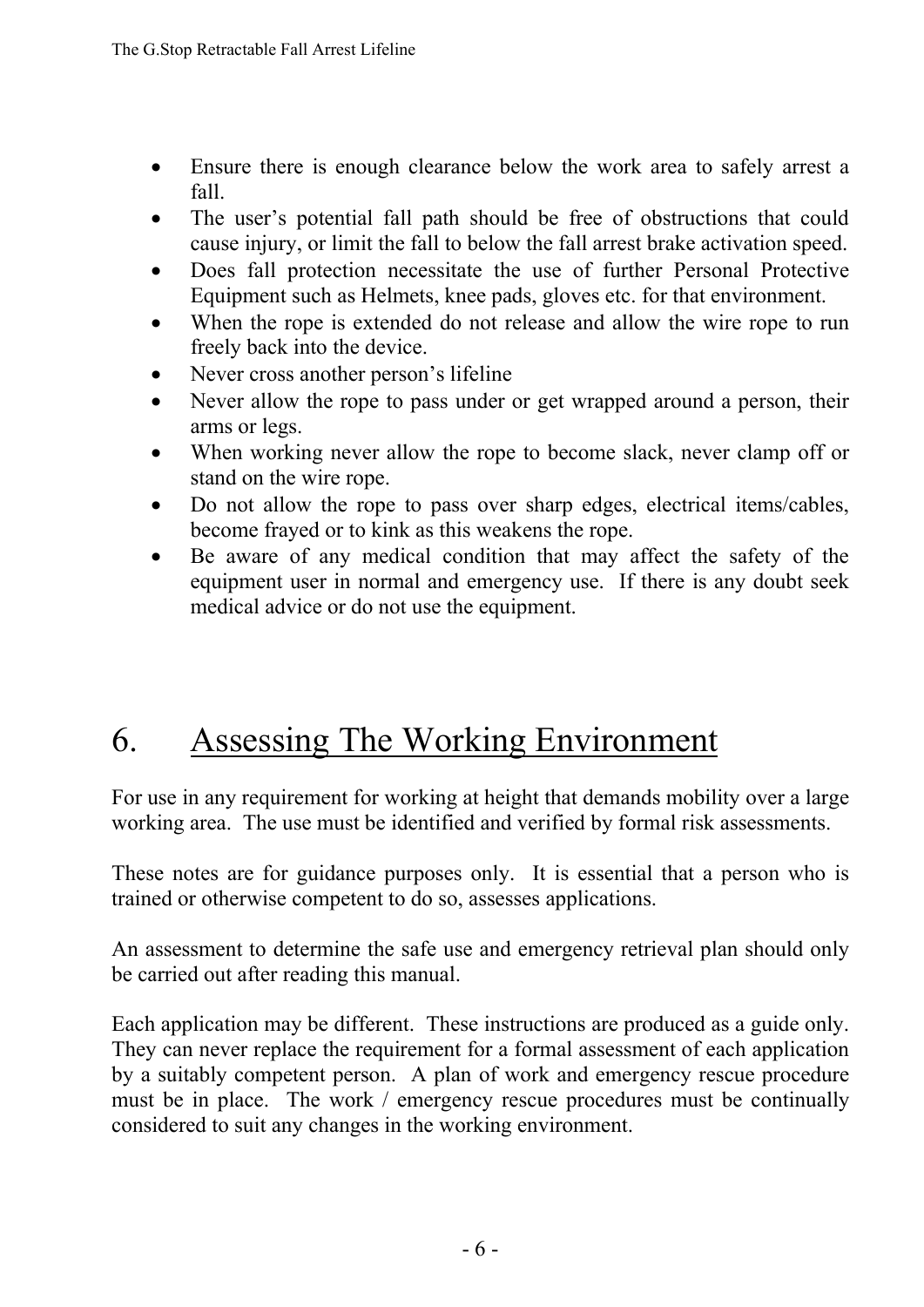- Ensure there is enough clearance below the work area to safely arrest a fall.
- The user's potential fall path should be free of obstructions that could cause injury, or limit the fall to below the fall arrest brake activation speed.
- Does fall protection necessitate the use of further Personal Protective Equipment such as Helmets, knee pads, gloves etc. for that environment.
- When the rope is extended do not release and allow the wire rope to run freely back into the device.
- Never cross another person's lifeline
- Never allow the rope to pass under or get wrapped around a person, their arms or legs.
- When working never allow the rope to become slack, never clamp off or stand on the wire rope.
- Do not allow the rope to pass over sharp edges, electrical items/cables, become frayed or to kink as this weakens the rope.
- Be aware of any medical condition that may affect the safety of the equipment user in normal and emergency use. If there is any doubt seek medical advice or do not use the equipment.

# 6. Assessing The Working Environment

For use in any requirement for working at height that demands mobility over a large working area. The use must be identified and verified by formal risk assessments.

These notes are for guidance purposes only. It is essential that a person who is trained or otherwise competent to do so, assesses applications.

An assessment to determine the safe use and emergency retrieval plan should only be carried out after reading this manual.

Each application may be different. These instructions are produced as a guide only. They can never replace the requirement for a formal assessment of each application by a suitably competent person. A plan of work and emergency rescue procedure must be in place. The work / emergency rescue procedures must be continually considered to suit any changes in the working environment.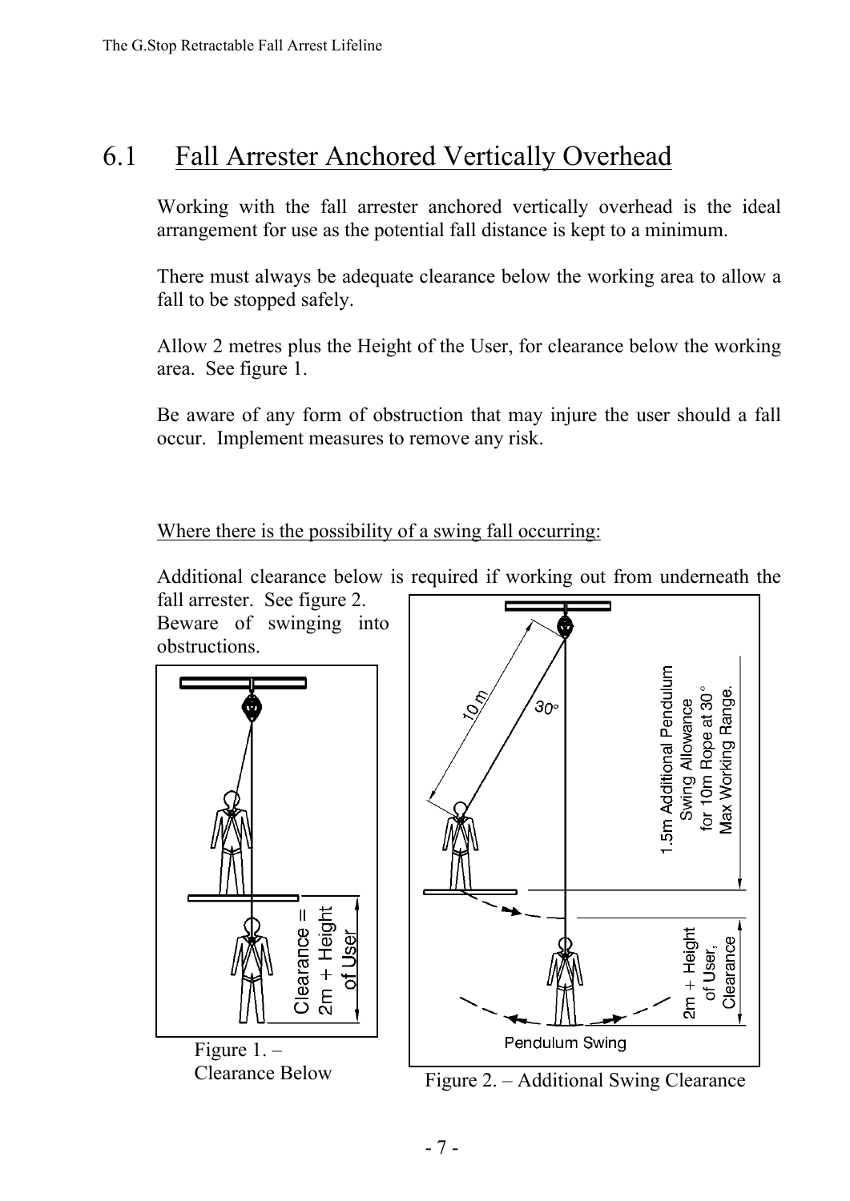## 6.1 Fall Arrester Anchored Vertically Overhead

Working with the fall arrester anchored vertically overhead is the ideal arrangement for use as the potential fall distance is kept to a minimum.

There must always be adequate clearance below the working area to allow a fall to be stopped safely.

Allow 2 metres plus the Height of the User, for clearance below the working area. See figure 1.

Be aware of any form of obstruction that may injure the user should a fall occur. Implement measures to remove any risk.

Where there is the possibility of a swing fall occurring:

Additional clearance below is required if working out from underneath the fall arrester. See figure 2.

Beware of swinging into obstructions.

Figure 1. – Clearance Below

Figure 2. – Additional Swing Clearance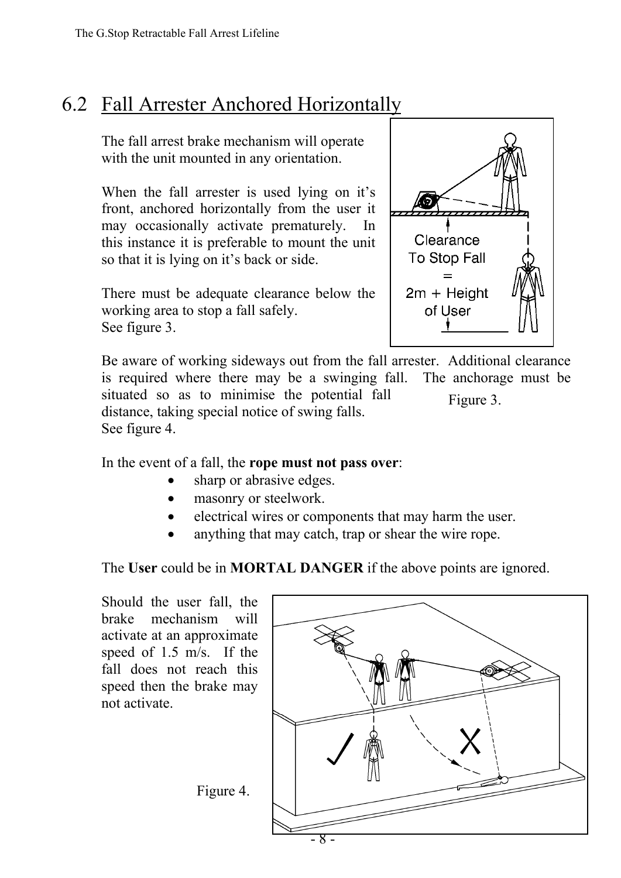## 6.2 Fall Arrester Anchored Horizontally

The fall arrest brake mechanism will operate with the unit mounted in any orientation.

When the fall arrester is used lying on it's front, anchored horizontally from the user it may occasionally activate prematurely. In this instance it is preferable to mount the unit so that it is lying on it's back or side.

There must be adequate clearance below the working area to stop a fall safely.
See figure 3.

Clearance To Stop Fall = 2m + Height of User

Figure 3.

Be aware of working sideways out from the fall arrester. Additional clearance is required where there may be a swinging fall. The anchorage must be situated so as to minimise the potential fall distance, taking special notice of swing falls.
See figure 4.

In the event of a fall, the **rope must not pass over**:

- sharp or abrasive edges.
- masonry or steelwork.
- electrical wires or components that may harm the user.
- anything that may catch, trap or shear the wire rope.

The **User** could be in **MORTAL DANGER** if the above points are ignored.

Should the user fall, the brake mechanism will activate at an approximate speed of 1.5 m/s. If the fall does not reach this speed then the brake may not activate.

Figure 4.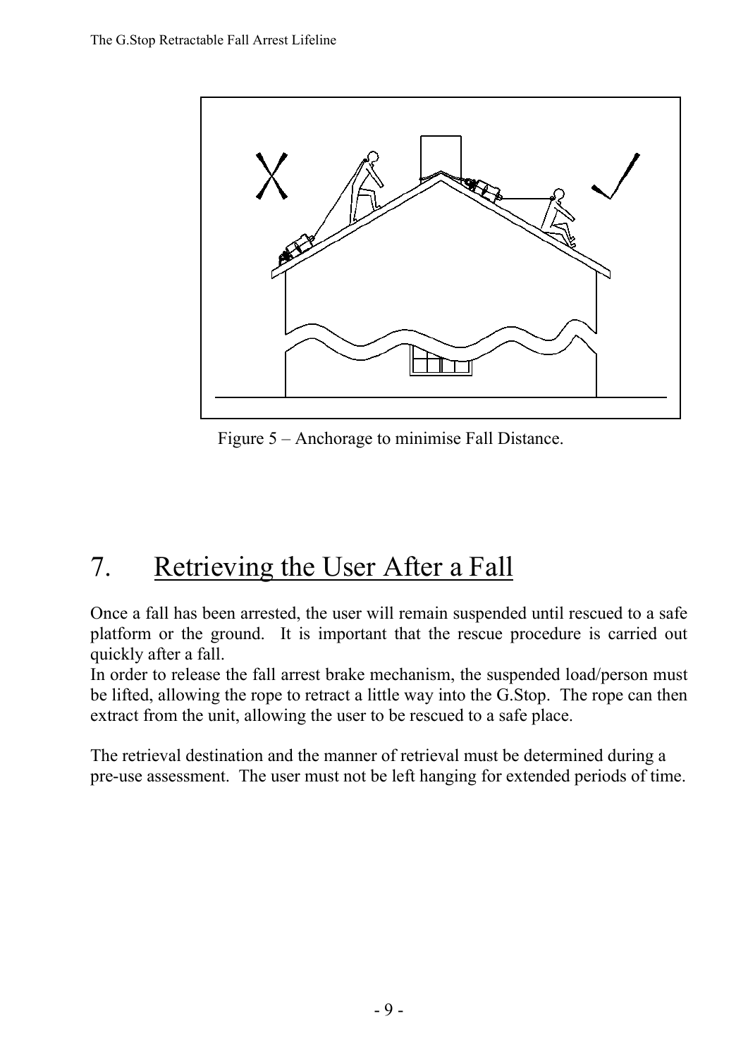Figure 5 – Anchorage to minimise Fall Distance.

# 7. Retrieving the User After a Fall

Once a fall has been arrested, the user will remain suspended until rescued to a safe platform or the ground. It is important that the rescue procedure is carried out quickly after a fall.
In order to release the fall arrest brake mechanism, the suspended load/person must be lifted, allowing the rope to retract a little way into the G.Stop. The rope can then extract from the unit, allowing the user to be rescued to a safe place.

The retrieval destination and the manner of retrieval must be determined during a pre-use assessment. The user must not be left hanging for extended periods of time.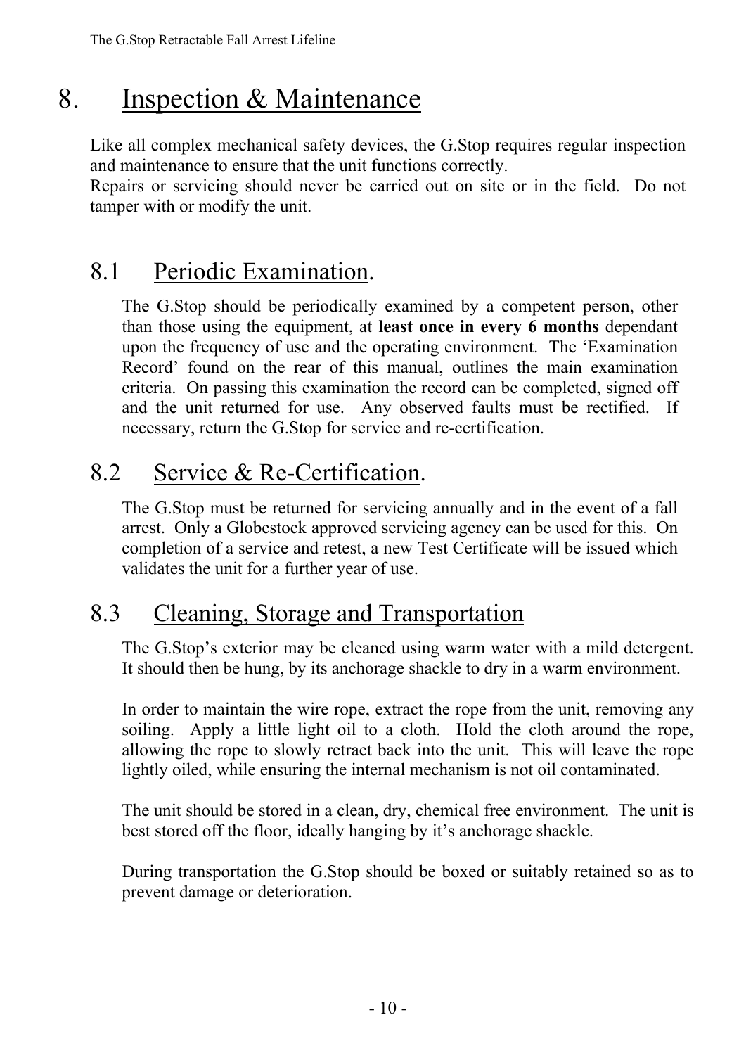# 8. Inspection & Maintenance

Like all complex mechanical safety devices, the G.Stop requires regular inspection and maintenance to ensure that the unit functions correctly.
Repairs or servicing should never be carried out on site or in the field. Do not tamper with or modify the unit.

## 8.1 Periodic Examination.

The G.Stop should be periodically examined by a competent person, other than those using the equipment, at **least once in every 6 months** dependant upon the frequency of use and the operating environment. The 'Examination Record' found on the rear of this manual, outlines the main examination criteria. On passing this examination the record can be completed, signed off and the unit returned for use. Any observed faults must be rectified. If necessary, return the G.Stop for service and re-certification.

## 8.2 Service & Re-Certification.

The G.Stop must be returned for servicing annually and in the event of a fall arrest. Only a Globestock approved servicing agency can be used for this. On completion of a service and retest, a new Test Certificate will be issued which validates the unit for a further year of use.

## 8.3 Cleaning, Storage and Transportation

The G.Stop's exterior may be cleaned using warm water with a mild detergent. It should then be hung, by its anchorage shackle to dry in a warm environment.

In order to maintain the wire rope, extract the rope from the unit, removing any soiling. Apply a little light oil to a cloth. Hold the cloth around the rope, allowing the rope to slowly retract back into the unit. This will leave the rope lightly oiled, while ensuring the internal mechanism is not oil contaminated.

The unit should be stored in a clean, dry, chemical free environment. The unit is best stored off the floor, ideally hanging by it's anchorage shackle.

During transportation the G.Stop should be boxed or suitably retained so as to prevent damage or deterioration.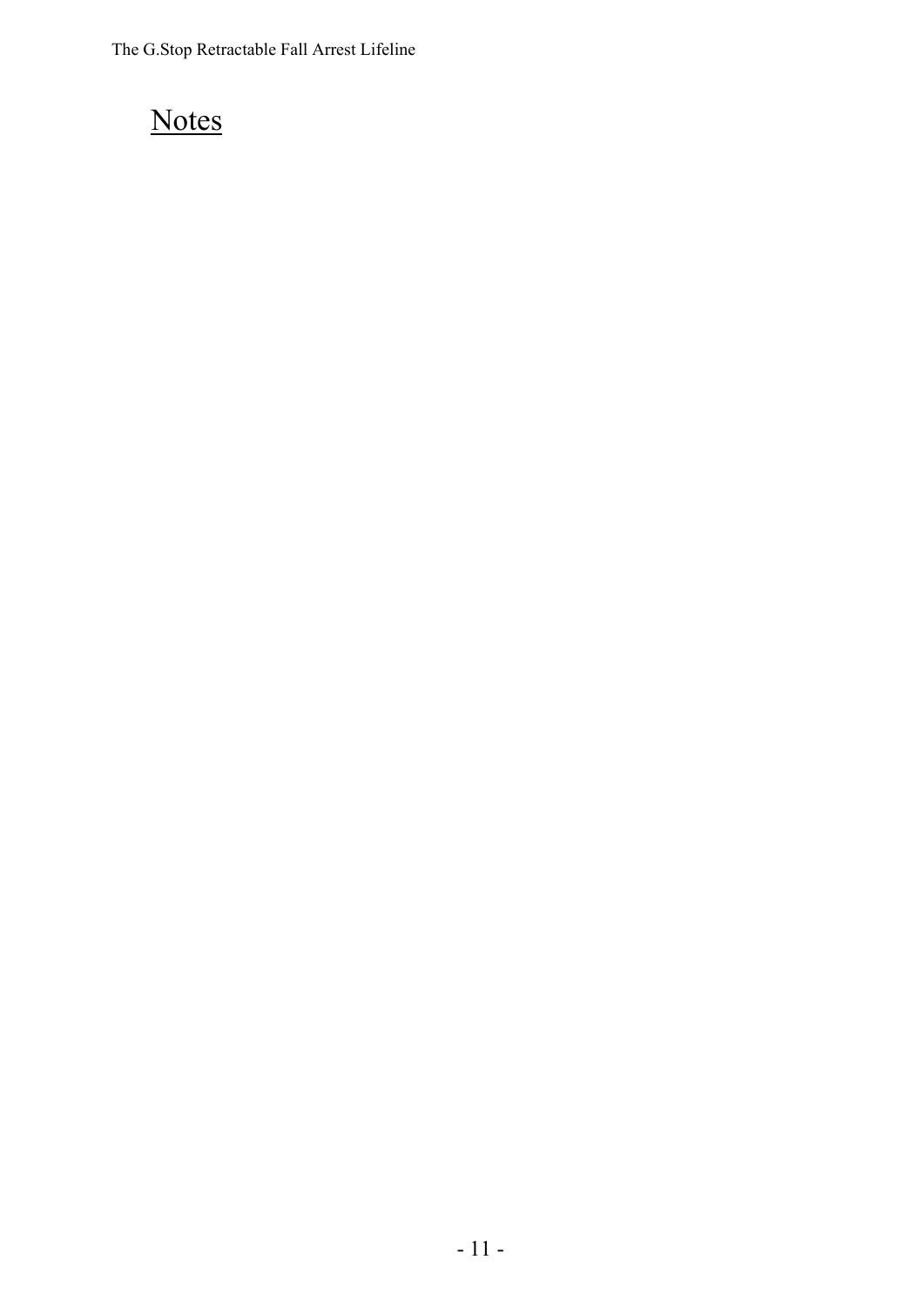# Notes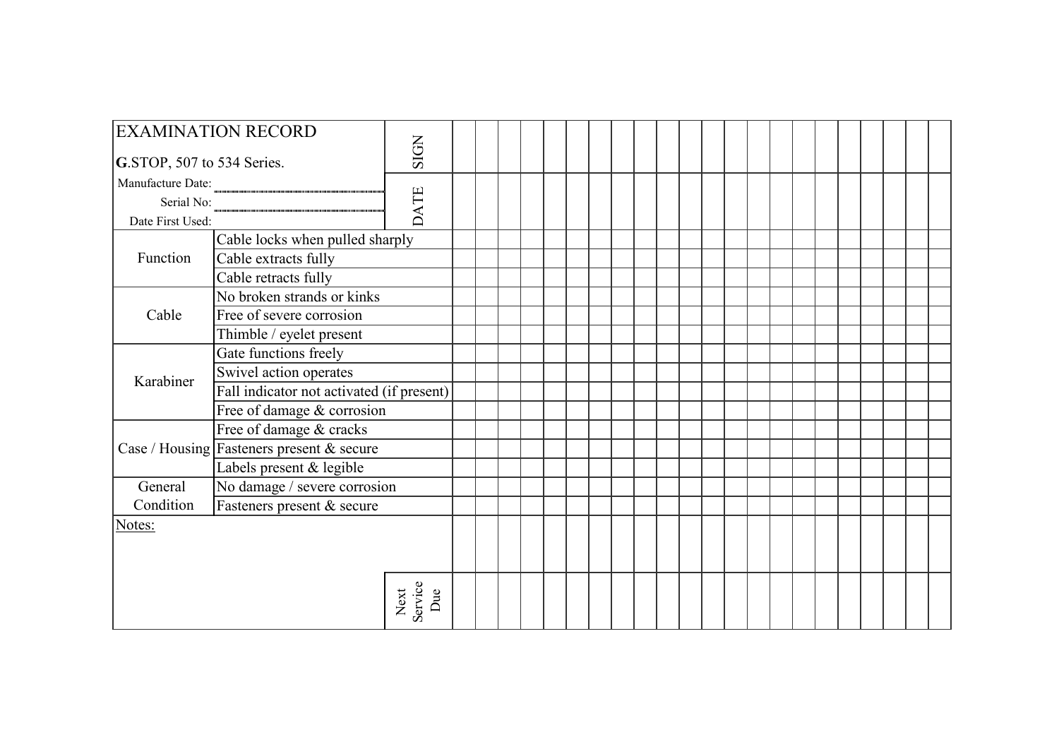| EXAMINATION RECORD<br>**G**.STOP, 507 to 534 Series. | | SIGN | | | | | | | | | | | | | | | | | | | | | | |
|---|---|---|---|---|---|---|---|---|---|---|---|---|---|---|---|---|---|---|---|---|---|---|---|---|
| Manufacture Date:<br>Serial No:<br>Date First Used: | | DATE | | | | | | | | | | | | | | | | | | | | | | |
| Function | Cable locks when pulled sharply | | | | | | | | | | | | | | | | | | | | | | | |
| | Cable extracts fully | | | | | | | | | | | | | | | | | | | | | | | |
| | Cable retracts fully | | | | | | | | | | | | | | | | | | | | | | | |
| Cable | No broken strands or kinks | | | | | | | | | | | | | | | | | | | | | | | |
| | Free of severe corrosion | | | | | | | | | | | | | | | | | | | | | | | |
| | Thimble / eyelet present | | | | | | | | | | | | | | | | | | | | | | | |
| Karabiner | Gate functions freely | | | | | | | | | | | | | | | | | | | | | | | |
| | Swivel action operates | | | | | | | | | | | | | | | | | | | | | | | |
| | Fall indicator not activated (if present) | | | | | | | | | | | | | | | | | | | | | | | |
| | Free of damage & corrosion | | | | | | | | | | | | | | | | | | | | | | | |
| Case / Housing | Free of damage & cracks | | | | | | | | | | | | | | | | | | | | | | | |
| | Fasteners present & secure | | | | | | | | | | | | | | | | | | | | | | | |
| | Labels present & legible | | | | | | | | | | | | | | | | | | | | | | | |
| General Condition | No damage / severe corrosion | | | | | | | | | | | | | | | | | | | | | | | |
| | Fasteners present & secure | | | | | | | | | | | | | | | | | | | | | | | |
| Notes: | | | | | | | | | | | | | | | | | | | | | | | | |
| | | Next Service Due | | | | | | | | | | | | | | | | | | | | | | |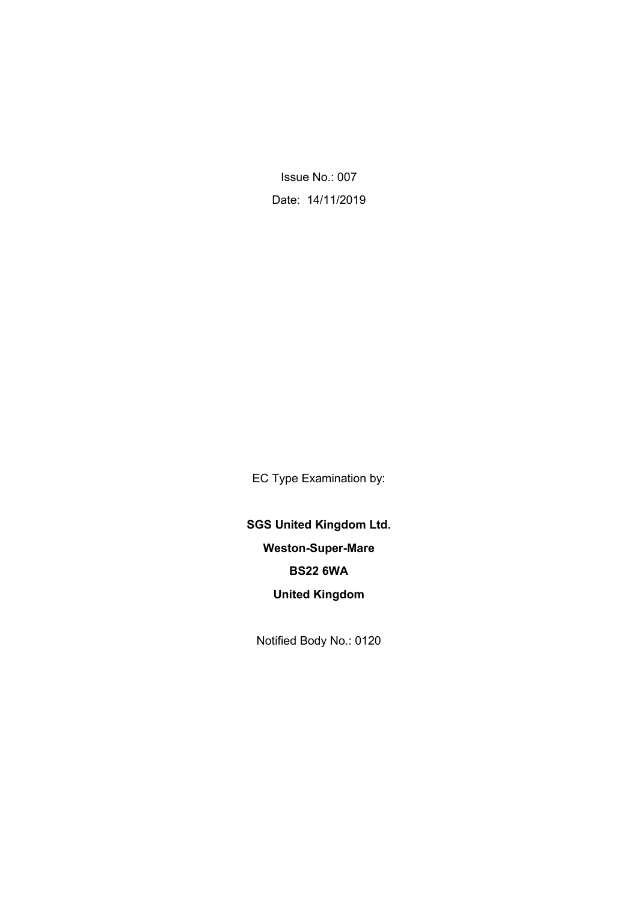Issue No.: 007

Date: 14/11/2019

EC Type Examination by:

**SGS United Kingdom Ltd.**

**Weston-Super-Mare**

**BS22 6WA**

**United Kingdom**

Notified Body No.: 0120